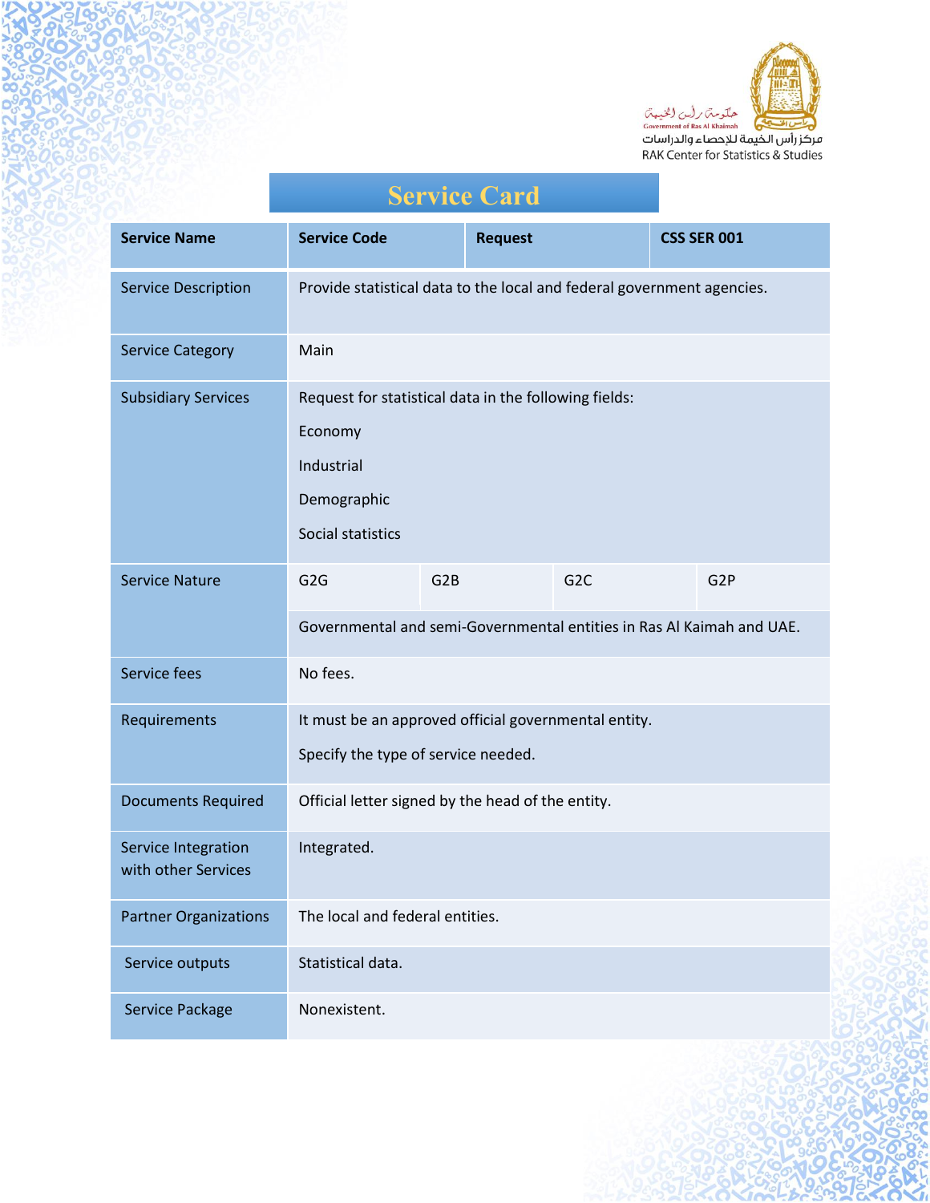حكومة رأس الخيمة
Government of Ras Al Khaimah
مركز رأس الخيمة للإحصاء والدراسات
RAK Center for Statistics & Studies

# Service Card

| Service Name | Service Code | Request | CSS SER 001 |
|---|---|---|---|
| Service Description | Provide statistical data to the local and federal government agencies. | | |
| Service Category | Main | | |
| Subsidiary Services | Request for statistical data in the following fields:<br>Economy<br>Industrial<br>Demographic<br>Social statistics | | |
| Service Nature | G2G | G2B | G2C | G2P |
| | Governmental and semi-Governmental entities in Ras Al Kaimah and UAE. | | | |
| Service fees | No fees. | | | |
| Requirements | It must be an approved official governmental entity.<br>Specify the type of service needed. | | | |
| Documents Required | Official letter signed by the head of the entity. | | | |
| Service Integration with other Services | Integrated. | | | |
| Partner Organizations | The local and federal entities. | | | |
| Service outputs | Statistical data. | | | |
| Service Package | Nonexistent. | | | |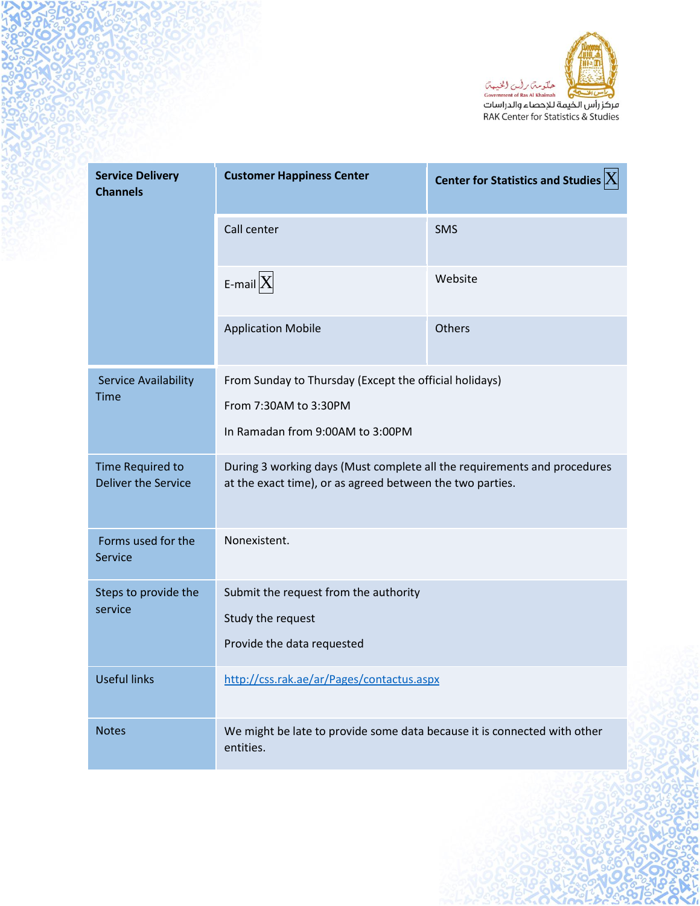حكومة رأس الخيمة
Government of Ras Al Khaimah
مركز رأس الخيمة للإحصاء والدراسات
RAK Center for Statistics & Studies

| | | |
|---|---|---|
| **Service Delivery Channels** | **Customer Happiness Center** | **Center for Statistics and Studies** X |
| | Call center | SMS |
| | E-mail X | Website |
| | Application Mobile | Others |
| Service Availability Time | From Sunday to Thursday (Except the official holidays)<br>From 7:30AM to 3:30PM<br>In Ramadan from 9:00AM to 3:00PM | |
| Time Required to Deliver the Service | During 3 working days (Must complete all the requirements and procedures at the exact time), or as agreed between the two parties. | |
| Forms used for the Service | Nonexistent. | |
| Steps to provide the service | Submit the request from the authority<br>Study the request<br>Provide the data requested | |
| Useful links | http://css.rak.ae/ar/Pages/contactus.aspx | |
| Notes | We might be late to provide some data because it is connected with other entities. | |